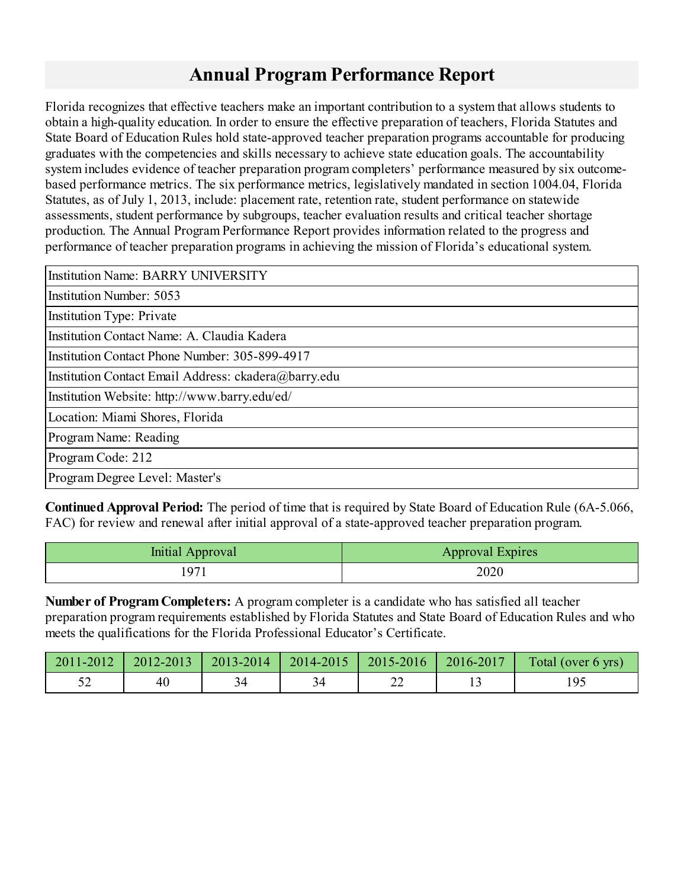# Annual Program Performance Report

Florida recognizes that effective teachers make an important contribution to a system that allows students to obtain a high-quality education. In order to ensure the effective preparation of teachers, Florida Statutes and State Board of Education Rules hold state-approved teacher preparation programs accountable for producing graduates with the competencies and skills necessary to achieve state education goals. The accountability system includes evidence of teacher preparation program completers' performance measured by six outcome-based performance metrics. The six performance metrics, legislatively mandated in section 1004.04, Florida Statutes, as of July 1, 2013, include: placement rate, retention rate, student performance on statewide assessments, student performance by subgroups, teacher evaluation results and critical teacher shortage production. The Annual Program Performance Report provides information related to the progress and performance of teacher preparation programs in achieving the mission of Florida's educational system.

| Institution Name: BARRY UNIVERSITY |
| --- |
| Institution Number: 5053 |
| Institution Type: Private |
| Institution Contact Name: A. Claudia Kadera |
| Institution Contact Phone Number: 305-899-4917 |
| Institution Contact Email Address: ckadera@barry.edu |
| Institution Website: http://www.barry.edu/ed/ |
| Location: Miami Shores, Florida |
| Program Name: Reading |
| Program Code: 212 |
| Program Degree Level: Master's |

**Continued Approval Period:** The period of time that is required by State Board of Education Rule (6A-5.066, FAC) for review and renewal after initial approval of a state-approved teacher preparation program.

| Initial Approval | Approval Expires |
| --- | --- |
| 1971 | 2020 |

**Number of Program Completers:** A program completer is a candidate who has satisfied all teacher preparation program requirements established by Florida Statutes and State Board of Education Rules and who meets the qualifications for the Florida Professional Educator's Certificate.

| 2011-2012 | 2012-2013 | 2013-2014 | 2014-2015 | 2015-2016 | 2016-2017 | Total (over 6 yrs) |
| --- | --- | --- | --- | --- | --- | --- |
| 52 | 40 | 34 | 34 | 22 | 13 | 195 |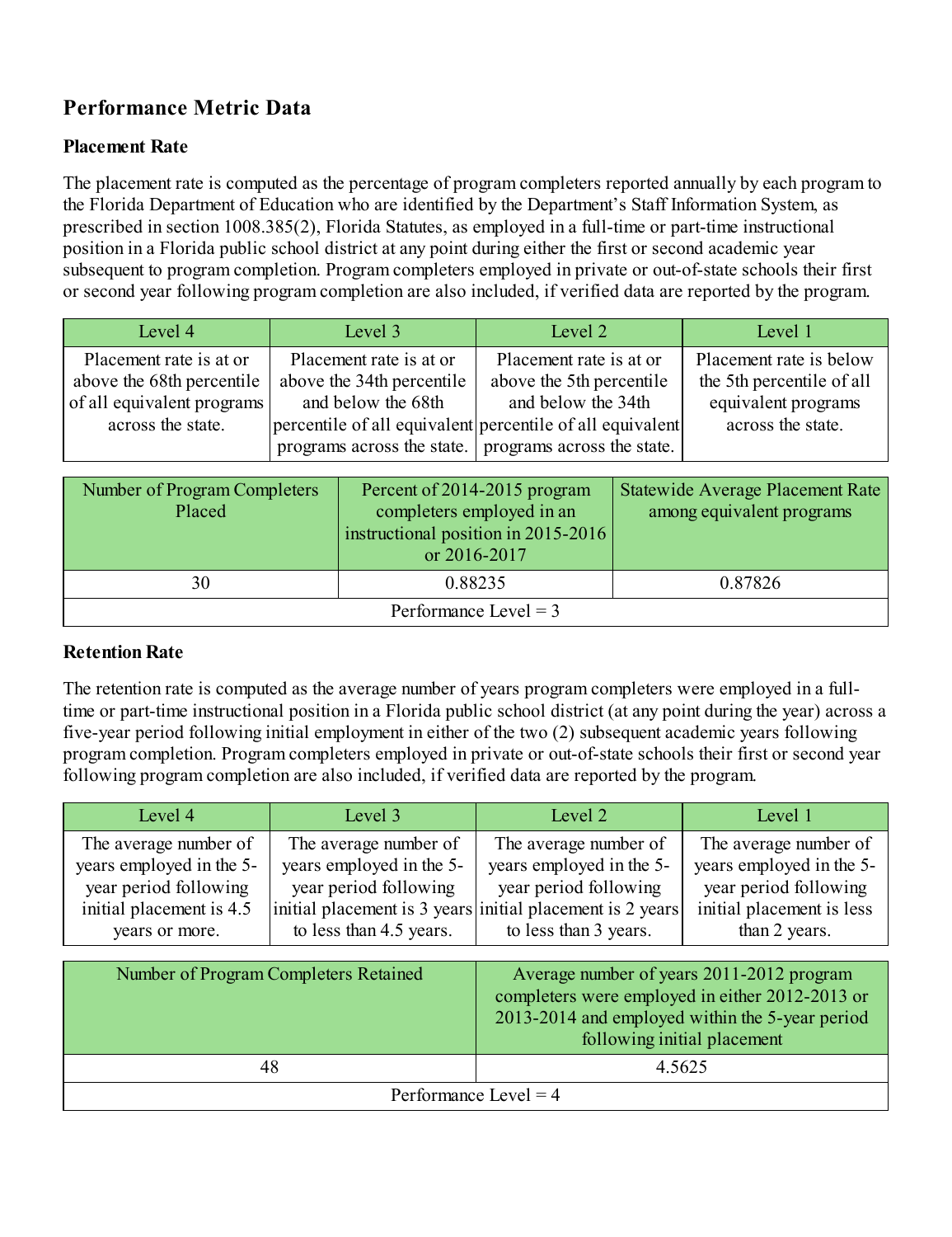## Performance Metric Data

### Placement Rate

The placement rate is computed as the percentage of program completers reported annually by each program to the Florida Department of Education who are identified by the Department's Staff Information System, as prescribed in section 1008.385(2), Florida Statutes, as employed in a full-time or part-time instructional position in a Florida public school district at any point during either the first or second academic year subsequent to program completion. Program completers employed in private or out-of-state schools their first or second year following program completion are also included, if verified data are reported by the program.

| Level 4 | Level 3 | Level 2 | Level 1 |
|---|---|---|---|
| Placement rate is at or above the 68th percentile of all equivalent programs across the state. | Placement rate is at or above the 34th percentile and below the 68th percentile of all equivalent programs across the state. | Placement rate is at or above the 5th percentile and below the 34th percentile of all equivalent programs across the state. | Placement rate is below the 5th percentile of all equivalent programs across the state. |

| Number of Program Completers Placed | Percent of 2014-2015 program completers employed in an instructional position in 2015-2016 or 2016-2017 | Statewide Average Placement Rate among equivalent programs |
|---|---|---|
| 30 | 0.88235 | 0.87826 |
| Performance Level = 3 | | |

### Retention Rate

The retention rate is computed as the average number of years program completers were employed in a full-time or part-time instructional position in a Florida public school district (at any point during the year) across a five-year period following initial employment in either of the two (2) subsequent academic years following program completion. Program completers employed in private or out-of-state schools their first or second year following program completion are also included, if verified data are reported by the program.

| Level 4 | Level 3 | Level 2 | Level 1 |
|---|---|---|---|
| The average number of years employed in the 5-year period following initial placement is 4.5 years or more. | The average number of years employed in the 5-year period following initial placement is 3 years to less than 4.5 years. | The average number of years employed in the 5-year period following initial placement is 2 years to less than 3 years. | The average number of years employed in the 5-year period following initial placement is less than 2 years. |

| Number of Program Completers Retained | Average number of years 2011-2012 program completers were employed in either 2012-2013 or 2013-2014 and employed within the 5-year period following initial placement |
|---|---|
| 48 | 4.5625 |
| Performance Level = 4 | |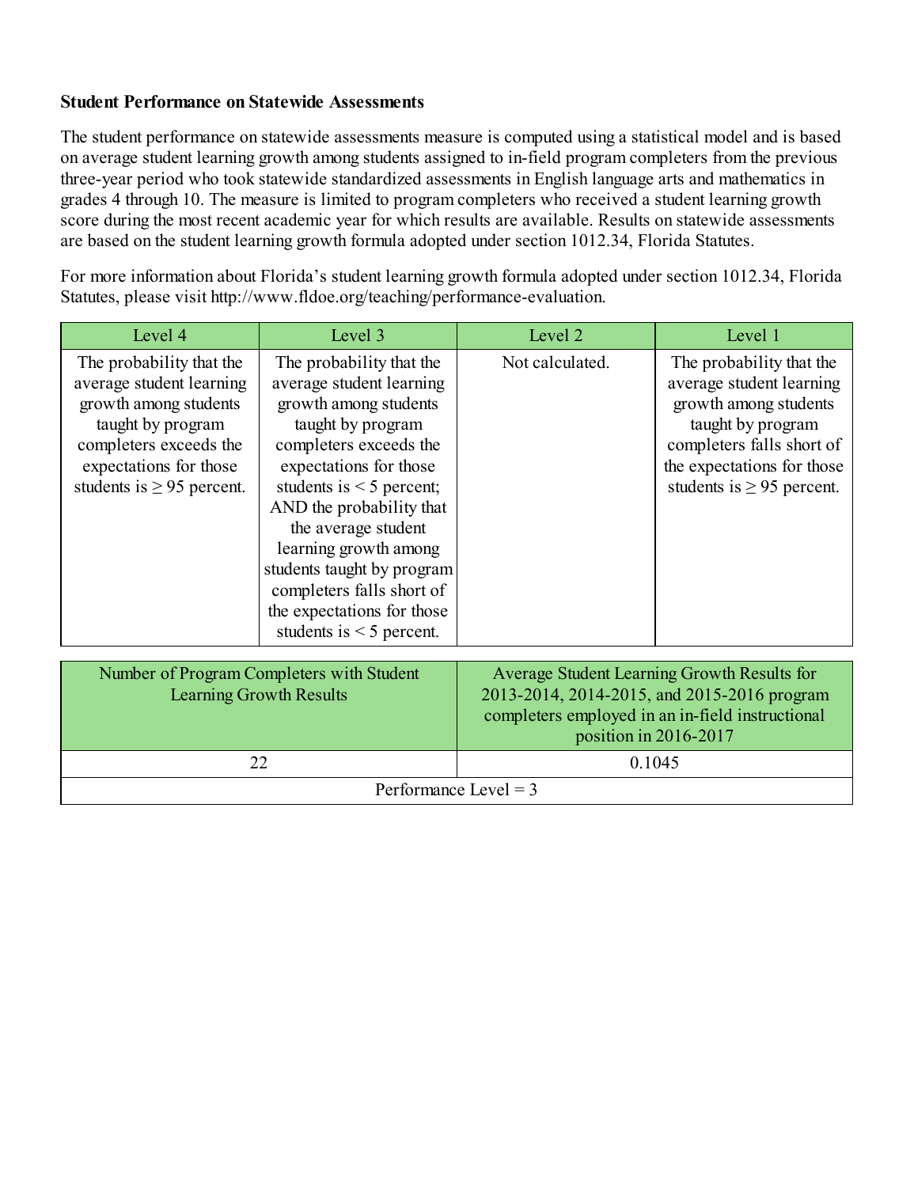**Student Performance on Statewide Assessments**

The student performance on statewide assessments measure is computed using a statistical model and is based on average student learning growth among students assigned to in-field program completers from the previous three-year period who took statewide standardized assessments in English language arts and mathematics in grades 4 through 10. The measure is limited to program completers who received a student learning growth score during the most recent academic year for which results are available. Results on statewide assessments are based on the student learning growth formula adopted under section 1012.34, Florida Statutes.

For more information about Florida's student learning growth formula adopted under section 1012.34, Florida Statutes, please visit http://www.fldoe.org/teaching/performance-evaluation.

| Level 4 | Level 3 | Level 2 | Level 1 |
| --- | --- | --- | --- |
| The probability that the average student learning growth among students taught by program completers exceeds the expectations for those students is ≥ 95 percent. | The probability that the average student learning growth among students taught by program completers exceeds the expectations for those students is < 5 percent; AND the probability that the average student learning growth among students taught by program completers falls short of the expectations for those students is < 5 percent. | Not calculated. | The probability that the average student learning growth among students taught by program completers falls short of the expectations for those students is ≥ 95 percent. |

| Number of Program Completers with Student Learning Growth Results | Average Student Learning Growth Results for 2013-2014, 2014-2015, and 2015-2016 program completers employed in an in-field instructional position in 2016-2017 |
| --- | --- |
| 22 | 0.1045 |
| Performance Level = 3 | |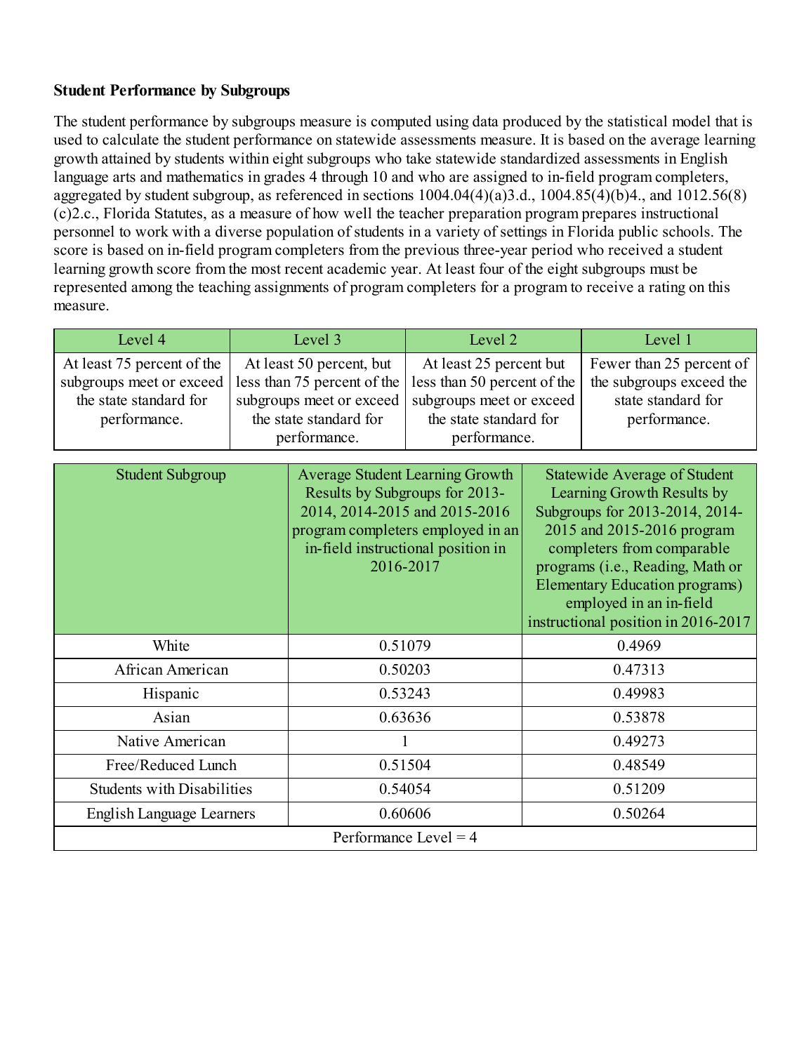## Student Performance by Subgroups

The student performance by subgroups measure is computed using data produced by the statistical model that is used to calculate the student performance on statewide assessments measure. It is based on the average learning growth attained by students within eight subgroups who take statewide standardized assessments in English language arts and mathematics in grades 4 through 10 and who are assigned to in-field program completers, aggregated by student subgroup, as referenced in sections 1004.04(4)(a)3.d., 1004.85(4)(b)4., and 1012.56(8)(c)2.c., Florida Statutes, as a measure of how well the teacher preparation program prepares instructional personnel to work with a diverse population of students in a variety of settings in Florida public schools. The score is based on in-field program completers from the previous three-year period who received a student learning growth score from the most recent academic year. At least four of the eight subgroups must be represented among the teaching assignments of program completers for a program to receive a rating on this measure.

| Level 4 | Level 3 | Level 2 | Level 1 |
|---|---|---|---|
| At least 75 percent of the subgroups meet or exceed the state standard for performance. | At least 50 percent, but less than 75 percent of the subgroups meet or exceed the state standard for performance. | At least 25 percent but less than 50 percent of the subgroups meet or exceed the state standard for performance. | Fewer than 25 percent of the subgroups exceed the state standard for performance. |

| Student Subgroup | Average Student Learning Growth Results by Subgroups for 2013-2014, 2014-2015 and 2015-2016 program completers employed in an in-field instructional position in 2016-2017 | Statewide Average of Student Learning Growth Results by Subgroups for 2013-2014, 2014-2015 and 2015-2016 program completers from comparable programs (i.e., Reading, Math or Elementary Education programs) employed in an in-field instructional position in 2016-2017 |
|---|---|---|
| White | 0.51079 | 0.4969 |
| African American | 0.50203 | 0.47313 |
| Hispanic | 0.53243 | 0.49983 |
| Asian | 0.63636 | 0.53878 |
| Native American | 1 | 0.49273 |
| Free/Reduced Lunch | 0.51504 | 0.48549 |
| Students with Disabilities | 0.54054 | 0.51209 |
| English Language Learners | 0.60606 | 0.50264 |
| Performance Level = 4 | | |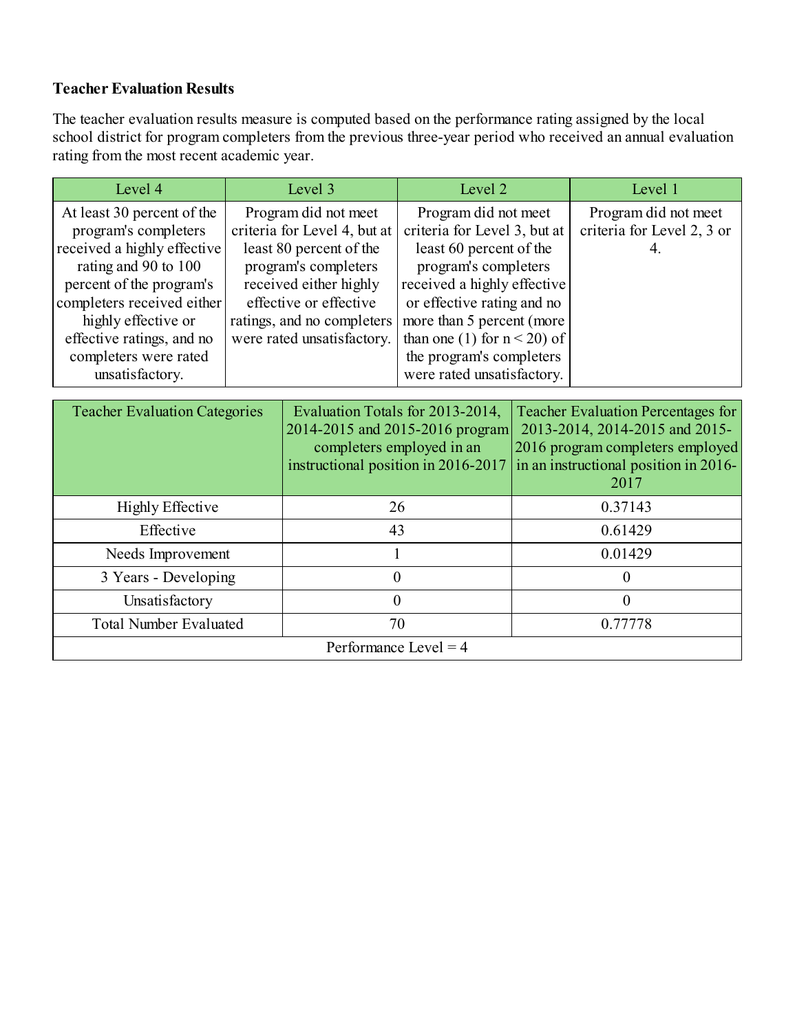**Teacher Evaluation Results**

The teacher evaluation results measure is computed based on the performance rating assigned by the local school district for program completers from the previous three-year period who received an annual evaluation rating from the most recent academic year.

| Level 4 | Level 3 | Level 2 | Level 1 |
|---|---|---|---|
| At least 30 percent of the program's completers received a highly effective rating and 90 to 100 percent of the program's completers received either highly effective or effective ratings, and no completers were rated unsatisfactory. | Program did not meet criteria for Level 4, but at least 80 percent of the program's completers received either highly effective or effective ratings, and no completers were rated unsatisfactory. | Program did not meet criteria for Level 3, but at least 60 percent of the program's completers received a highly effective or effective rating and no more than 5 percent (more than one (1) for n < 20) of the program's completers were rated unsatisfactory. | Program did not meet criteria for Level 2, 3 or 4. |

| Teacher Evaluation Categories | Evaluation Totals for 2013-2014, 2014-2015 and 2015-2016 program completers employed in an instructional position in 2016-2017 | Teacher Evaluation Percentages for 2013-2014, 2014-2015 and 2015-2016 program completers employed in an instructional position in 2016-2017 |
|---|---|---|
| Highly Effective | 26 | 0.37143 |
| Effective | 43 | 0.61429 |
| Needs Improvement | 1 | 0.01429 |
| 3 Years - Developing | 0 | 0 |
| Unsatisfactory | 0 | 0 |
| Total Number Evaluated | 70 | 0.77778 |
| Performance Level = 4 | | |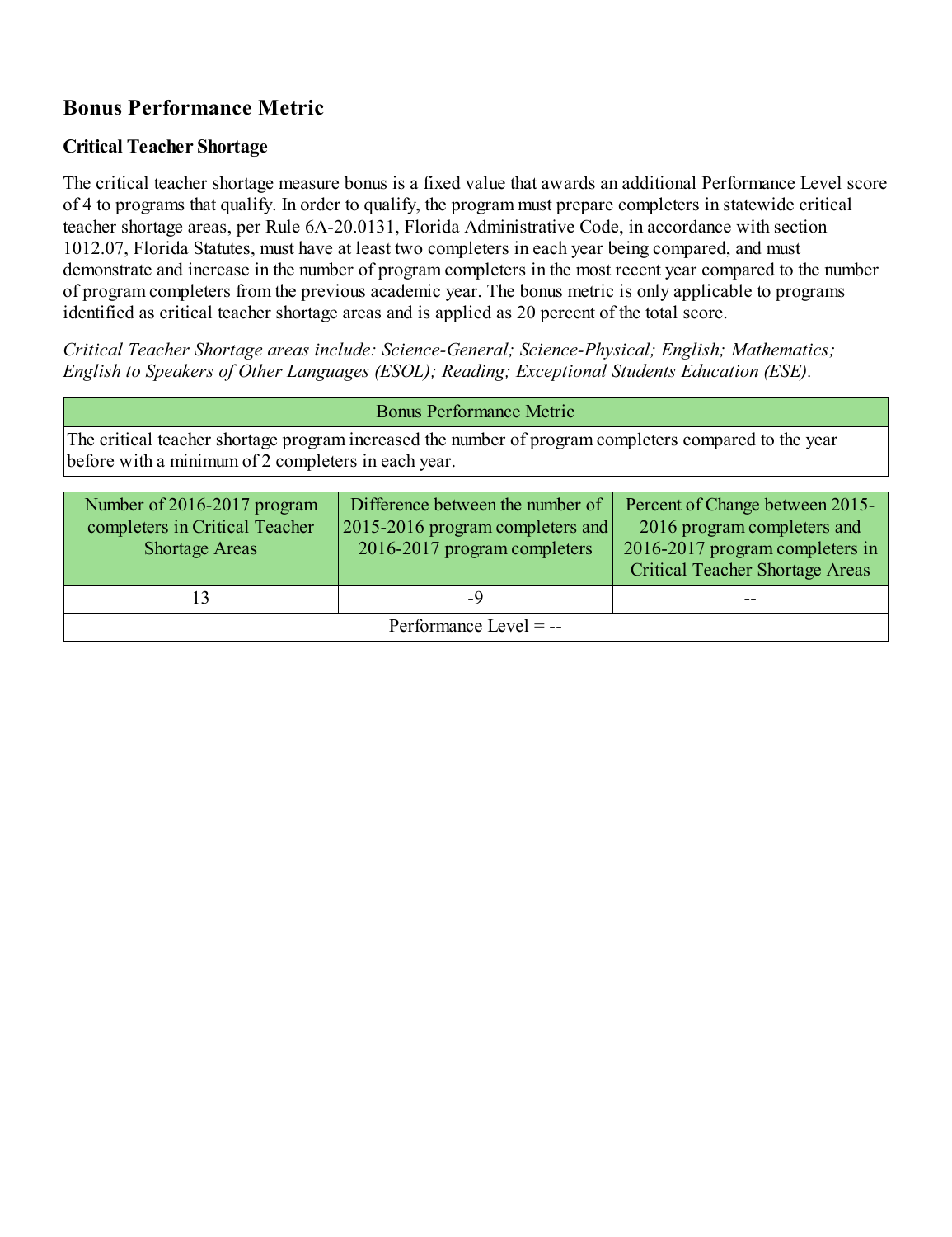## Bonus Performance Metric

### Critical Teacher Shortage

The critical teacher shortage measure bonus is a fixed value that awards an additional Performance Level score of 4 to programs that qualify. In order to qualify, the program must prepare completers in statewide critical teacher shortage areas, per Rule 6A-20.0131, Florida Administrative Code, in accordance with section 1012.07, Florida Statutes, must have at least two completers in each year being compared, and must demonstrate and increase in the number of program completers in the most recent year compared to the number of program completers from the previous academic year. The bonus metric is only applicable to programs identified as critical teacher shortage areas and is applied as 20 percent of the total score.

*Critical Teacher Shortage areas include: Science-General; Science-Physical; English; Mathematics; English to Speakers of Other Languages (ESOL); Reading; Exceptional Students Education (ESE).*

| Bonus Performance Metric |
| --- |
| The critical teacher shortage program increased the number of program completers compared to the year before with a minimum of 2 completers in each year. |

| Number of 2016-2017 program completers in Critical Teacher Shortage Areas | Difference between the number of 2015-2016 program completers and 2016-2017 program completers | Percent of Change between 2015-2016 program completers and 2016-2017 program completers in Critical Teacher Shortage Areas |
| --- | --- | --- |
| 13 | -9 | -- |
| Performance Level = -- | | |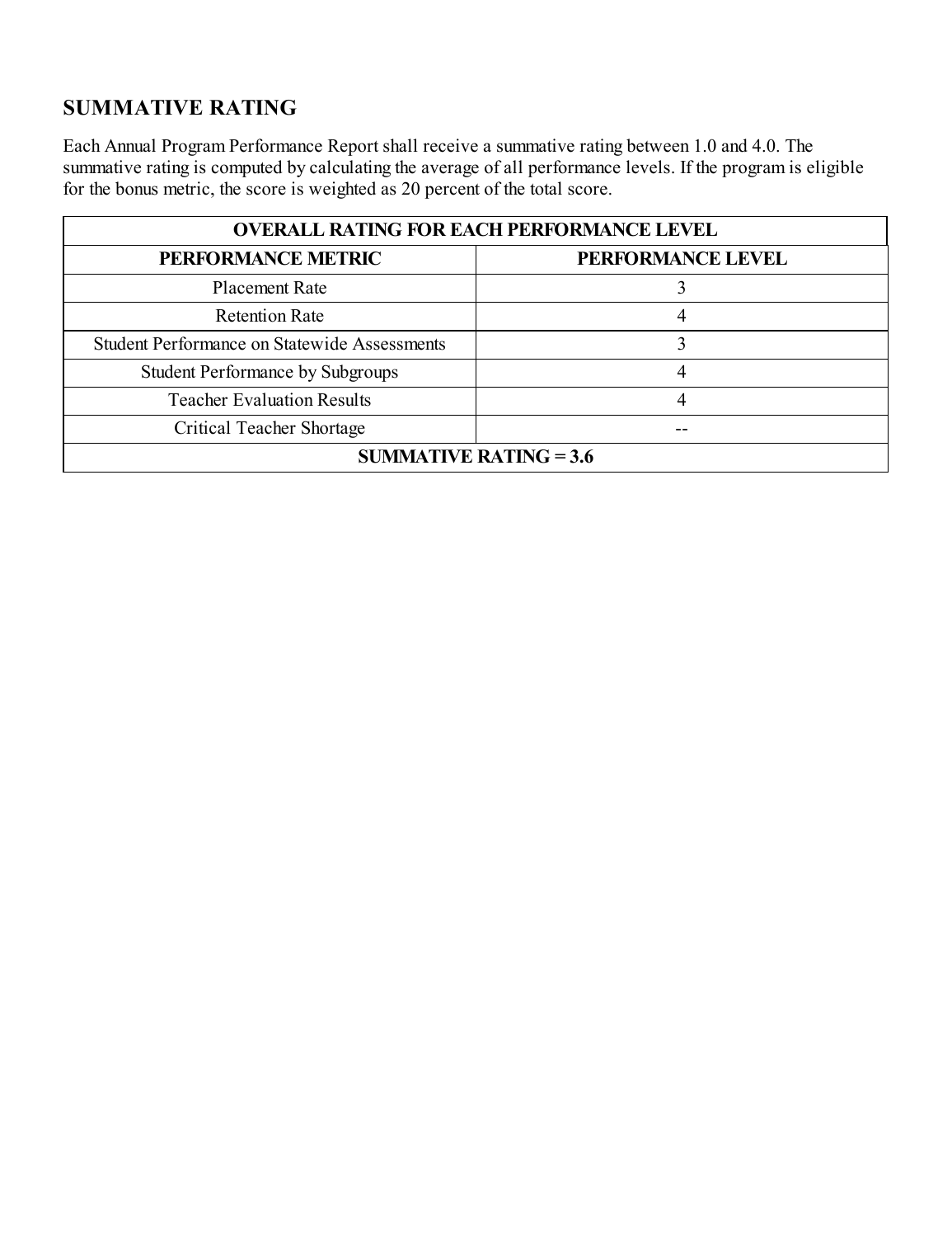## SUMMATIVE RATING

Each Annual Program Performance Report shall receive a summative rating between 1.0 and 4.0. The summative rating is computed by calculating the average of all performance levels. If the program is eligible for the bonus metric, the score is weighted as 20 percent of the total score.

| OVERALL RATING FOR EACH PERFORMANCE LEVEL | |
|---|---|
| **PERFORMANCE METRIC** | **PERFORMANCE LEVEL** |
| Placement Rate | 3 |
| Retention Rate | 4 |
| Student Performance on Statewide Assessments | 3 |
| Student Performance by Subgroups | 4 |
| Teacher Evaluation Results | 4 |
| Critical Teacher Shortage | -- |
| **SUMMATIVE RATING = 3.6** | |